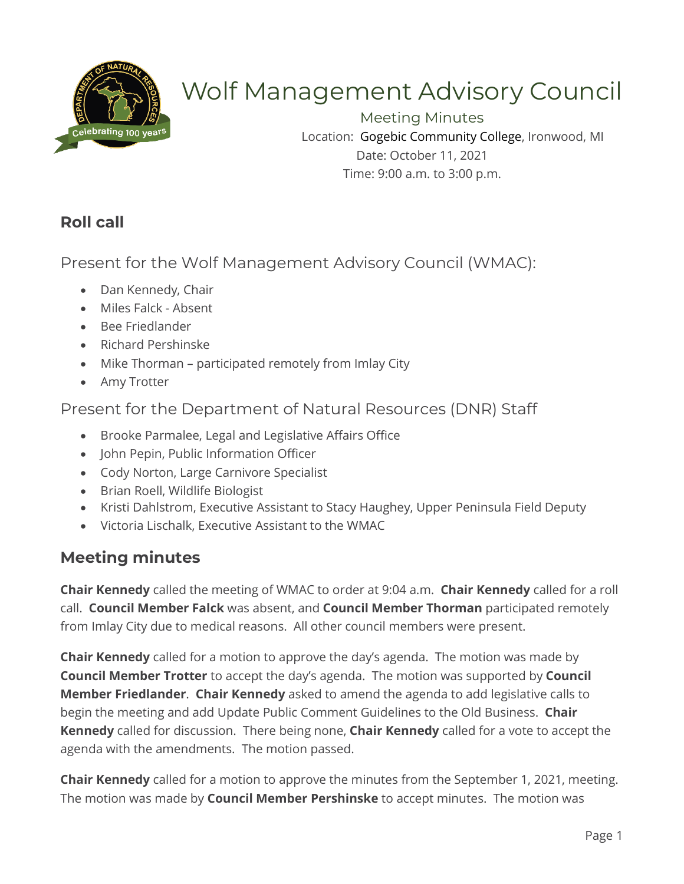# Wolf Management Advisory Council

Meeting Minutes

Location: Gogebic Community College, Ironwood, MI

Date: October 11, 2021

Time: 9:00 a.m. to 3:00 p.m.

## Roll call

### Present for the Wolf Management Advisory Council (WMAC):

- Dan Kennedy, Chair
- Miles Falck - Absent
- Bee Friedlander
- Richard Pershinske
- Mike Thorman – participated remotely from Imlay City
- Amy Trotter

### Present for the Department of Natural Resources (DNR) Staff

- Brooke Parmalee, Legal and Legislative Affairs Office
- John Pepin, Public Information Officer
- Cody Norton, Large Carnivore Specialist
- Brian Roell, Wildlife Biologist
- Kristi Dahlstrom, Executive Assistant to Stacy Haughey, Upper Peninsula Field Deputy
- Victoria Lischalk, Executive Assistant to the WMAC

## Meeting minutes

**Chair Kennedy** called the meeting of WMAC to order at 9:04 a.m. **Chair Kennedy** called for a roll call. **Council Member Falck** was absent, and **Council Member Thorman** participated remotely from Imlay City due to medical reasons. All other council members were present.

**Chair Kennedy** called for a motion to approve the day's agenda. The motion was made by **Council Member Trotter** to accept the day's agenda. The motion was supported by **Council Member Friedlander**. **Chair Kennedy** asked to amend the agenda to add legislative calls to begin the meeting and add Update Public Comment Guidelines to the Old Business. **Chair Kennedy** called for discussion. There being none, **Chair Kennedy** called for a vote to accept the agenda with the amendments. The motion passed.

**Chair Kennedy** called for a motion to approve the minutes from the September 1, 2021, meeting. The motion was made by **Council Member Pershinske** to accept minutes. The motion was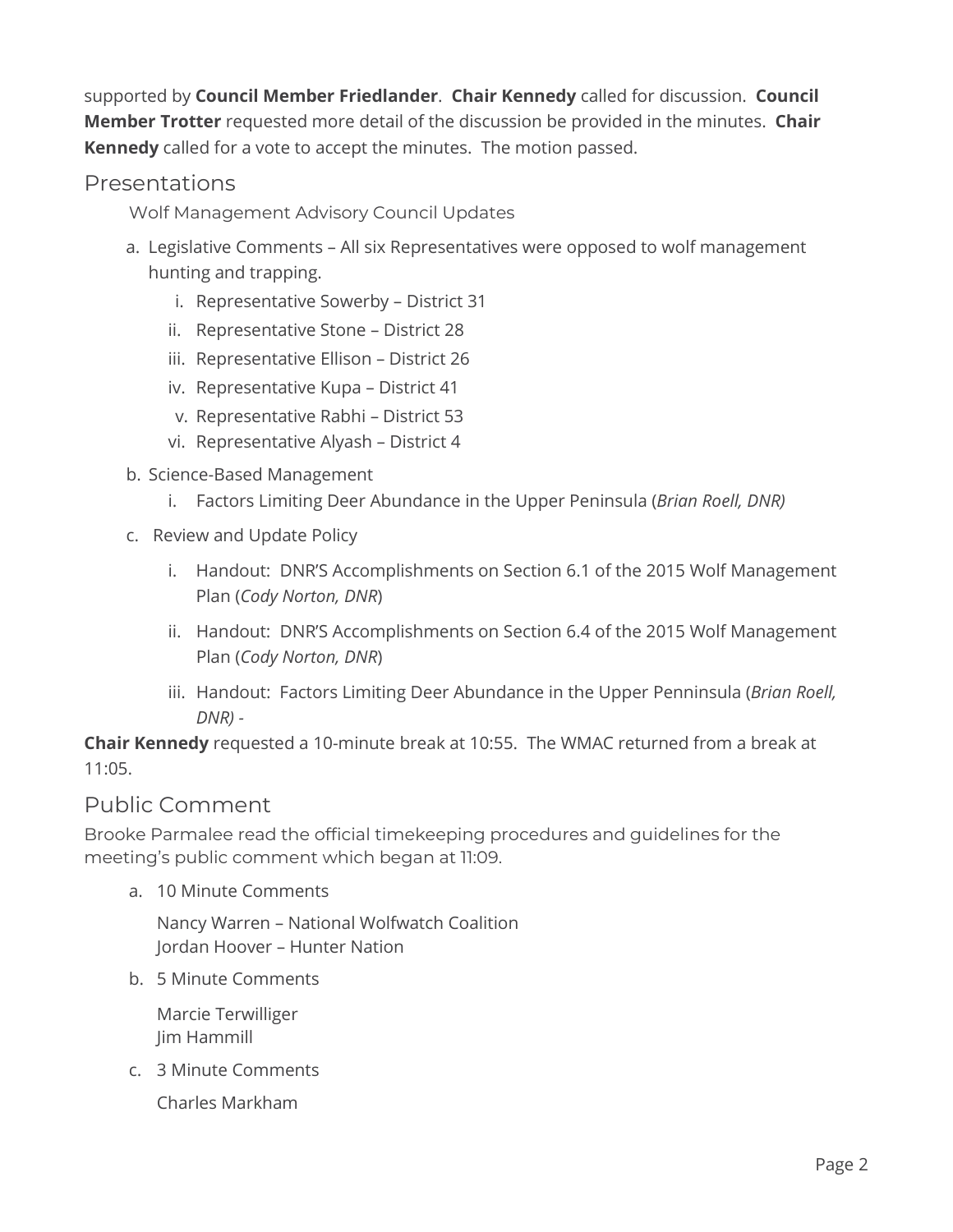supported by **Council Member Friedlander**. **Chair Kennedy** called for discussion. **Council Member Trotter** requested more detail of the discussion be provided in the minutes. **Chair Kennedy** called for a vote to accept the minutes. The motion passed.

## Presentations

### Wolf Management Advisory Council Updates

a. Legislative Comments – All six Representatives were opposed to wolf management hunting and trapping.
   i. Representative Sowerby – District 31
   ii. Representative Stone – District 28
   iii. Representative Ellison – District 26
   iv. Representative Kupa – District 41
   v. Representative Rabhi – District 53
   vi. Representative Alyash – District 4

b. Science-Based Management
   i. Factors Limiting Deer Abundance in the Upper Peninsula (*Brian Roell, DNR)*

c. Review and Update Policy
   i. Handout: DNR'S Accomplishments on Section 6.1 of the 2015 Wolf Management Plan (*Cody Norton, DNR*)
   ii. Handout: DNR'S Accomplishments on Section 6.4 of the 2015 Wolf Management Plan (*Cody Norton, DNR*)
   iii. Handout: Factors Limiting Deer Abundance in the Upper Penninsula (*Brian Roell, DNR) -*

**Chair Kennedy** requested a 10-minute break at 10:55. The WMAC returned from a break at 11:05.

## Public Comment

Brooke Parmalee read the official timekeeping procedures and guidelines for the meeting's public comment which began at 11:09.

a. 10 Minute Comments

   Nancy Warren – National Wolfwatch Coalition
   Jordan Hoover – Hunter Nation

b. 5 Minute Comments

   Marcie Terwilliger
   Jim Hammill

c. 3 Minute Comments

   Charles Markham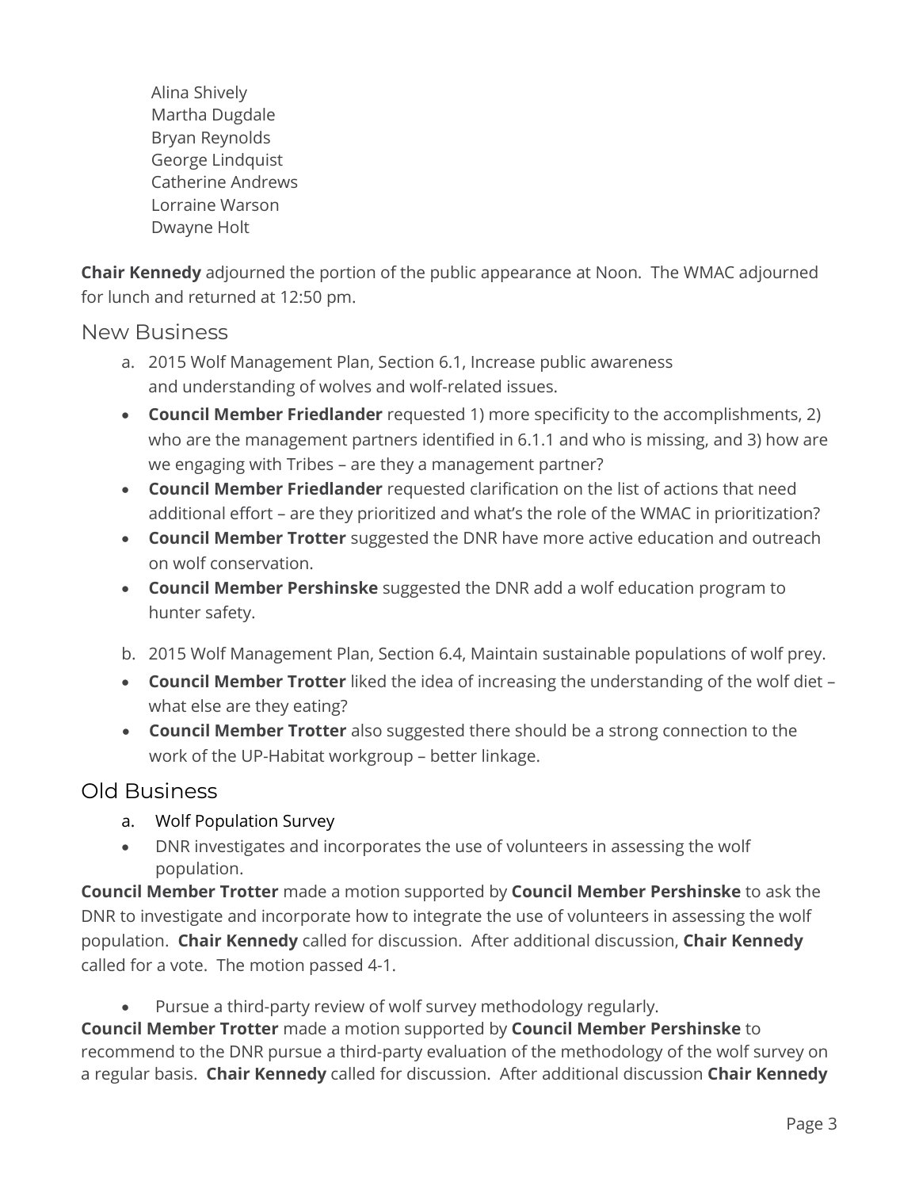Alina Shively
Martha Dugdale
Bryan Reynolds
George Lindquist
Catherine Andrews
Lorraine Warson
Dwayne Holt

**Chair Kennedy** adjourned the portion of the public appearance at Noon. The WMAC adjourned for lunch and returned at 12:50 pm.

## New Business

a. 2015 Wolf Management Plan, Section 6.1, Increase public awareness and understanding of wolves and wolf-related issues.

- **Council Member Friedlander** requested 1) more specificity to the accomplishments, 2) who are the management partners identified in 6.1.1 and who is missing, and 3) how are we engaging with Tribes – are they a management partner?
- **Council Member Friedlander** requested clarification on the list of actions that need additional effort – are they prioritized and what's the role of the WMAC in prioritization?
- **Council Member Trotter** suggested the DNR have more active education and outreach on wolf conservation.
- **Council Member Pershinske** suggested the DNR add a wolf education program to hunter safety.

b. 2015 Wolf Management Plan, Section 6.4, Maintain sustainable populations of wolf prey.

- **Council Member Trotter** liked the idea of increasing the understanding of the wolf diet – what else are they eating?
- **Council Member Trotter** also suggested there should be a strong connection to the work of the UP-Habitat workgroup – better linkage.

## Old Business

a. Wolf Population Survey

- DNR investigates and incorporates the use of volunteers in assessing the wolf population.

**Council Member Trotter** made a motion supported by **Council Member Pershinske** to ask the DNR to investigate and incorporate how to integrate the use of volunteers in assessing the wolf population. **Chair Kennedy** called for discussion. After additional discussion, **Chair Kennedy** called for a vote. The motion passed 4-1.

- Pursue a third-party review of wolf survey methodology regularly.

**Council Member Trotter** made a motion supported by **Council Member Pershinske** to recommend to the DNR pursue a third-party evaluation of the methodology of the wolf survey on a regular basis. **Chair Kennedy** called for discussion. After additional discussion **Chair Kennedy**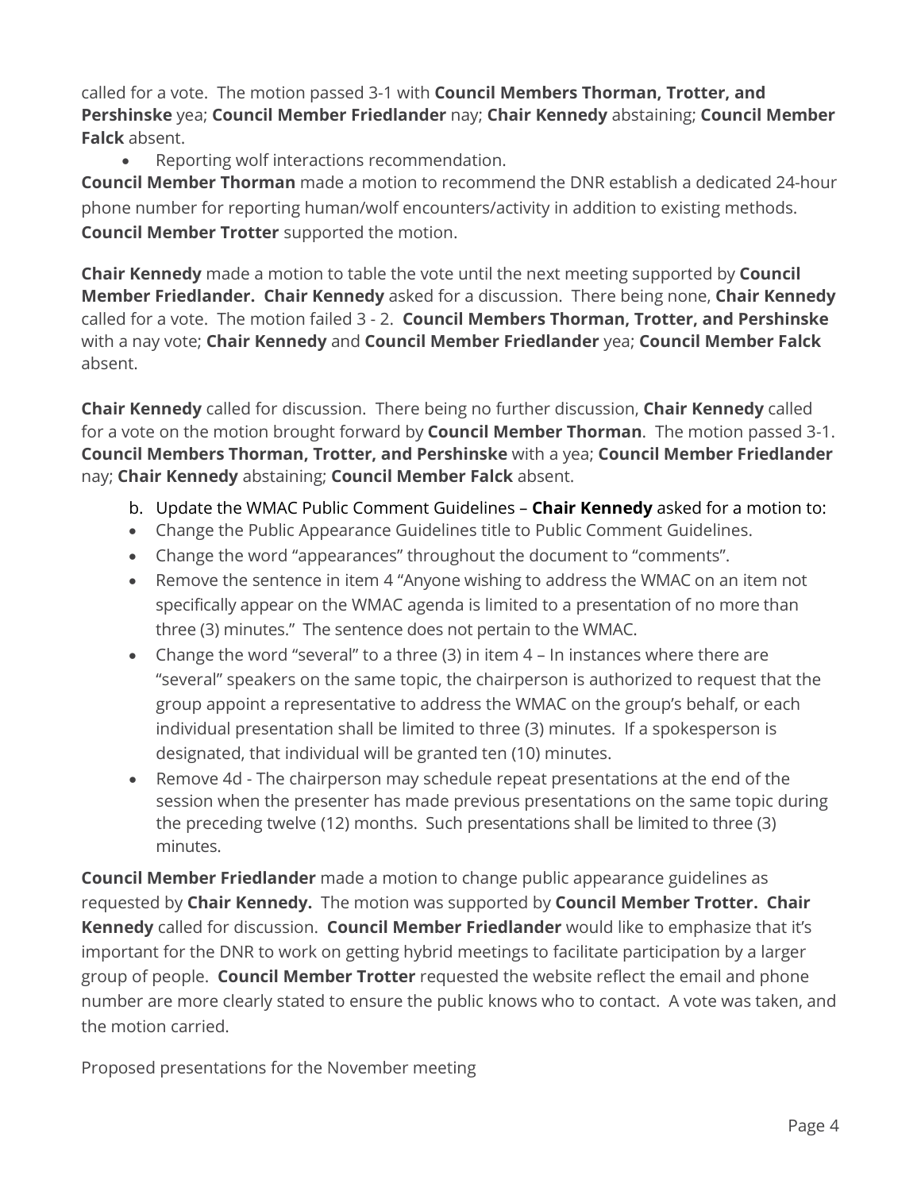called for a vote. The motion passed 3-1 with **Council Members Thorman, Trotter, and Pershinske** yea; **Council Member Friedlander** nay; **Chair Kennedy** abstaining; **Council Member Falck** absent.

- Reporting wolf interactions recommendation.

**Council Member Thorman** made a motion to recommend the DNR establish a dedicated 24-hour phone number for reporting human/wolf encounters/activity in addition to existing methods. **Council Member Trotter** supported the motion.

**Chair Kennedy** made a motion to table the vote until the next meeting supported by **Council Member Friedlander. Chair Kennedy** asked for a discussion. There being none, **Chair Kennedy** called for a vote. The motion failed 3 - 2. **Council Members Thorman, Trotter, and Pershinske** with a nay vote; **Chair Kennedy** and **Council Member Friedlander** yea; **Council Member Falck** absent.

**Chair Kennedy** called for discussion. There being no further discussion, **Chair Kennedy** called for a vote on the motion brought forward by **Council Member Thorman**. The motion passed 3-1. **Council Members Thorman, Trotter, and Pershinske** with a yea; **Council Member Friedlander** nay; **Chair Kennedy** abstaining; **Council Member Falck** absent.

b. Update the WMAC Public Comment Guidelines – **Chair Kennedy** asked for a motion to:

- Change the Public Appearance Guidelines title to Public Comment Guidelines.
- Change the word "appearances" throughout the document to "comments".
- Remove the sentence in item 4 "Anyone wishing to address the WMAC on an item not specifically appear on the WMAC agenda is limited to a presentation of no more than three (3) minutes." The sentence does not pertain to the WMAC.
- Change the word "several" to a three (3) in item 4 – In instances where there are "several" speakers on the same topic, the chairperson is authorized to request that the group appoint a representative to address the WMAC on the group's behalf, or each individual presentation shall be limited to three (3) minutes. If a spokesperson is designated, that individual will be granted ten (10) minutes.
- Remove 4d - The chairperson may schedule repeat presentations at the end of the session when the presenter has made previous presentations on the same topic during the preceding twelve (12) months. Such presentations shall be limited to three (3) minutes.

**Council Member Friedlander** made a motion to change public appearance guidelines as requested by **Chair Kennedy.** The motion was supported by **Council Member Trotter. Chair Kennedy** called for discussion. **Council Member Friedlander** would like to emphasize that it's important for the DNR to work on getting hybrid meetings to facilitate participation by a larger group of people. **Council Member Trotter** requested the website reflect the email and phone number are more clearly stated to ensure the public knows who to contact. A vote was taken, and the motion carried.

Proposed presentations for the November meeting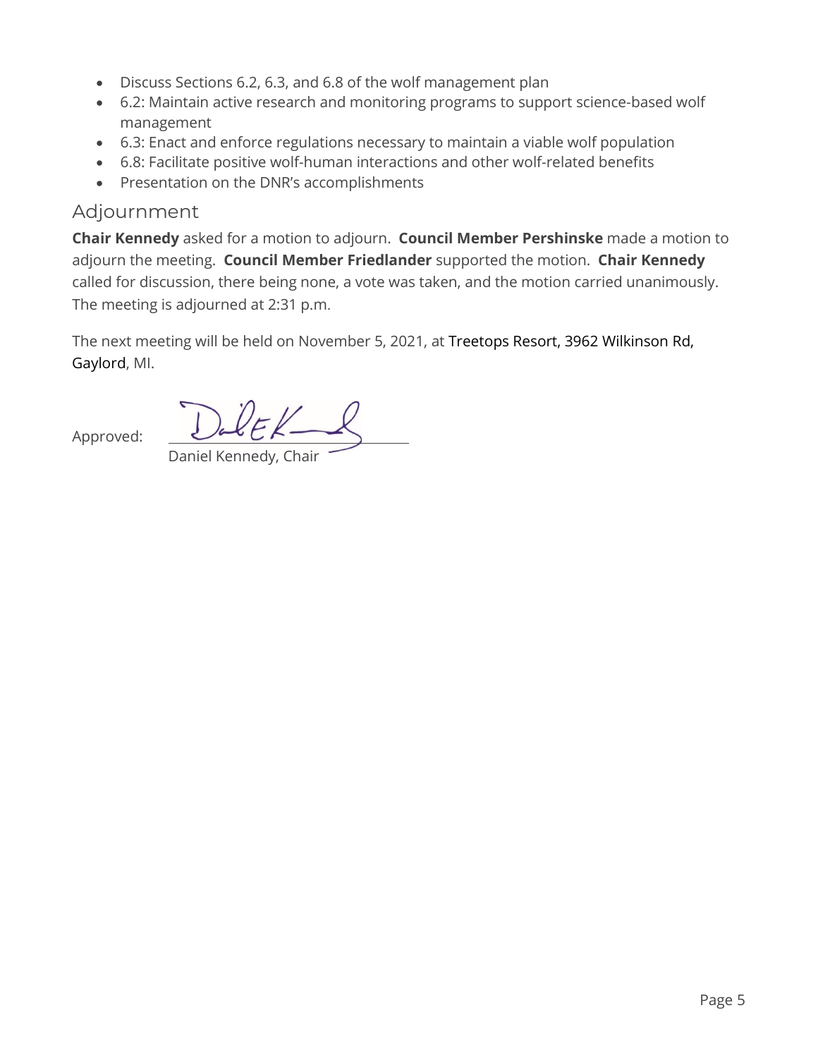- Discuss Sections 6.2, 6.3, and 6.8 of the wolf management plan
- 6.2: Maintain active research and monitoring programs to support science-based wolf management
- 6.3: Enact and enforce regulations necessary to maintain a viable wolf population
- 6.8: Facilitate positive wolf-human interactions and other wolf-related benefits
- Presentation on the DNR's accomplishments

## Adjournment

**Chair Kennedy** asked for a motion to adjourn. **Council Member Pershinske** made a motion to adjourn the meeting. **Council Member Friedlander** supported the motion. **Chair Kennedy** called for discussion, there being none, a vote was taken, and the motion carried unanimously. The meeting is adjourned at 2:31 p.m.

The next meeting will be held on November 5, 2021, at Treetops Resort, 3962 Wilkinson Rd, Gaylord, MI.

Approved: ______________________

Daniel Kennedy, Chair